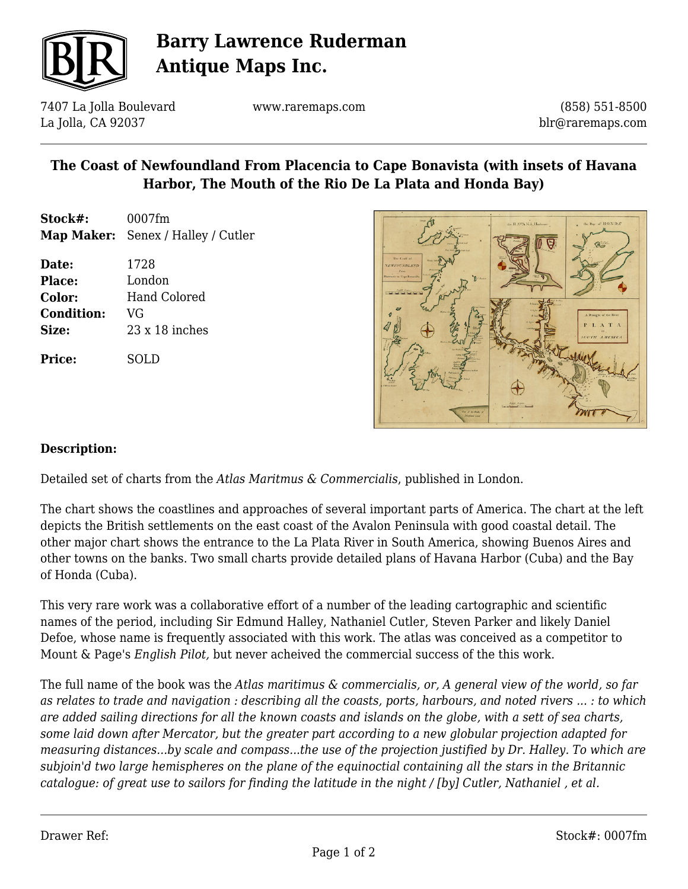# Barry Lawrence Ruderman Antique Maps Inc.

7407 La Jolla Boulevard
La Jolla, CA 92037

www.raremaps.com

(858) 551-8500
blr@raremaps.com

## The Coast of Newfoundland From Placencia to Cape Bonavista (with insets of Havana Harbor, The Mouth of the Rio De La Plata and Honda Bay)

**Stock#:** 0007fm
**Map Maker:** Senex / Halley / Cutler

**Date:** 1728
**Place:** London
**Color:** Hand Colored
**Condition:** VG
**Size:** 23 x 18 inches

**Price:** SOLD

### Description:

Detailed set of charts from the *Atlas Maritmus & Commercialis*, published in London.

The chart shows the coastlines and approaches of several important parts of America. The chart at the left depicts the British settlements on the east coast of the Avalon Peninsula with good coastal detail. The other major chart shows the entrance to the La Plata River in South America, showing Buenos Aires and other towns on the banks. Two small charts provide detailed plans of Havana Harbor (Cuba) and the Bay of Honda (Cuba).

This very rare work was a collaborative effort of a number of the leading cartographic and scientific names of the period, including Sir Edmund Halley, Nathaniel Cutler, Steven Parker and likely Daniel Defoe, whose name is frequently associated with this work. The atlas was conceived as a competitor to Mount & Page's *English Pilot,* but never acheived the commercial success of the this work.

The full name of the book was the *Atlas maritimus & commercialis, or, A general view of the world, so far as relates to trade and navigation : describing all the coasts, ports, harbours, and noted rivers ... : to which are added sailing directions for all the known coasts and islands on the globe, with a sett of sea charts, some laid down after Mercator, but the greater part according to a new globular projection adapted for measuring distances...by scale and compass...the use of the projection justified by Dr. Halley. To which are subjoin'd two large hemispheres on the plane of the equinoctial containing all the stars in the Britannic catalogue: of great use to sailors for finding the latitude in the night / [by] Cutler, Nathaniel , et al.*

Drawer Ref: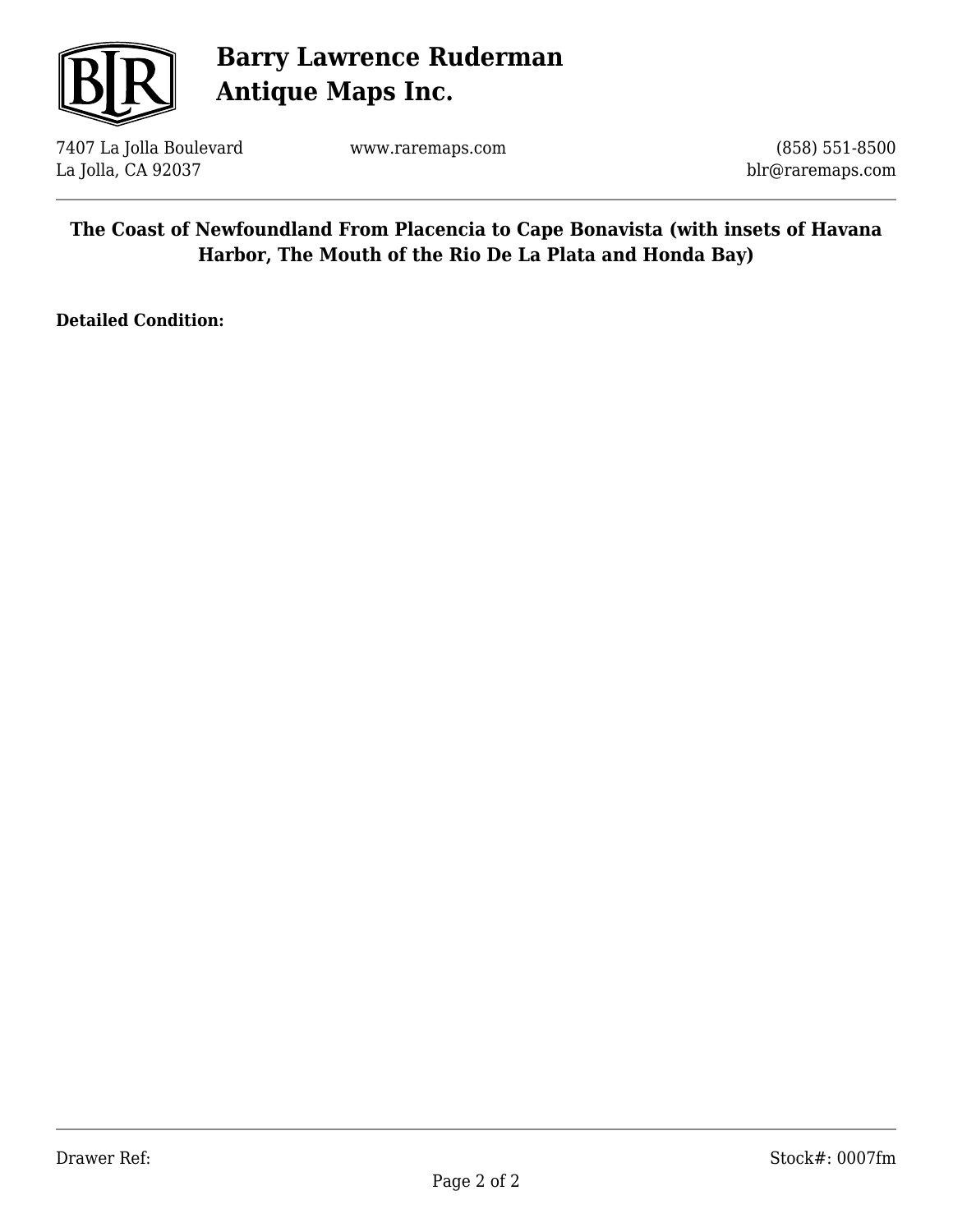**The Coast of Newfoundland From Placencia to Cape Bonavista (with insets of Havana Harbor, The Mouth of the Rio De La Plata and Honda Bay)**

**Detailed Condition:**